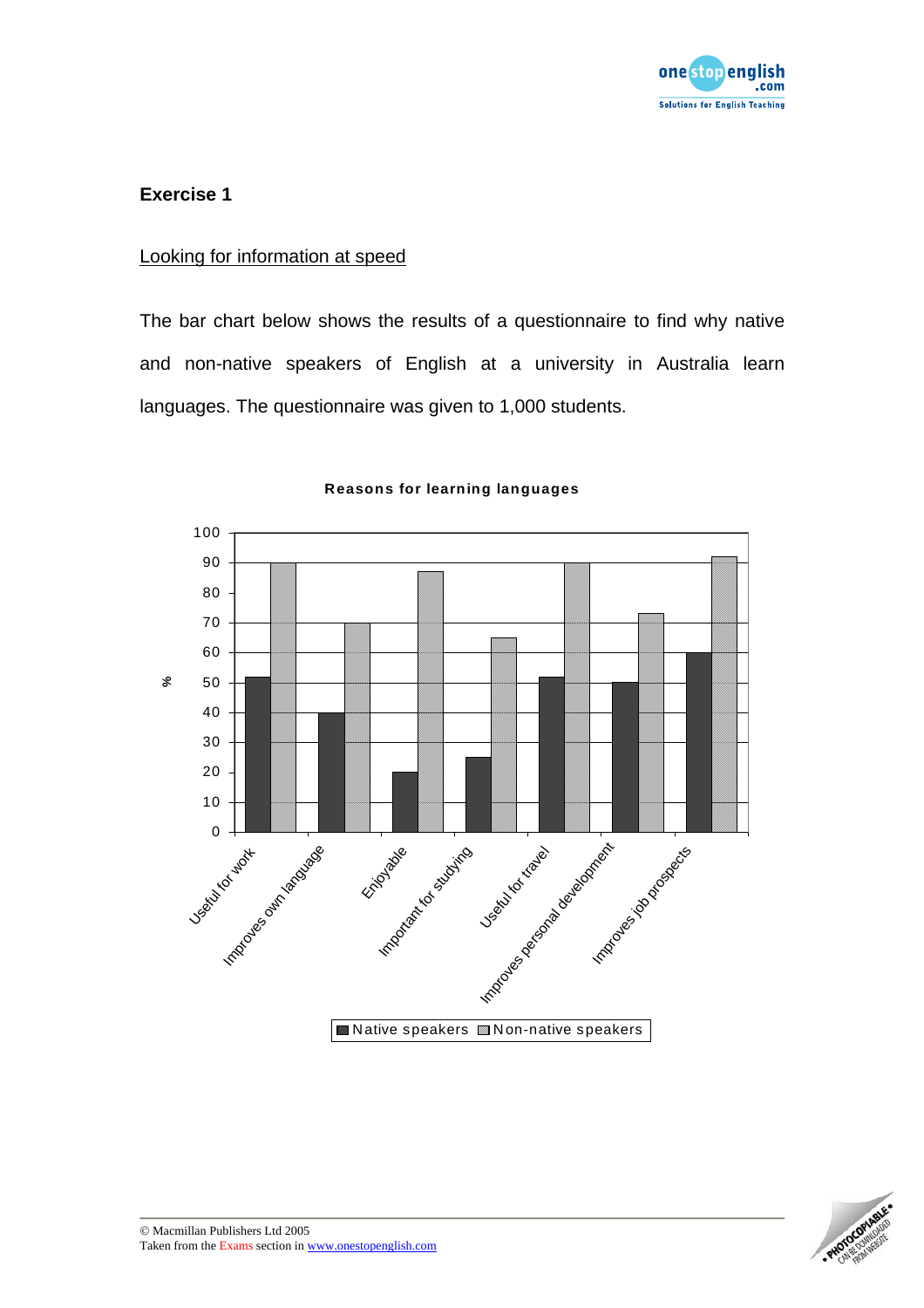## Exercise 1

Looking for information at speed

The bar chart below shows the results of a questionnaire to find why native and non-native speakers of English at a university in Australia learn languages. The questionnaire was given to 1,000 students.

**Reasons for learning languages**

| Reason | Native speakers (%) | Non-native speakers (%) |
|---|---|---|
| Useful for work | 52 | 90 |
| Improves own language | 40 | 70 |
| Enjoyable | 20 | 87 |
| Important for studying | 25 | 65 |
| Useful for travel | 52 | 90 |
| Improves personal development | 50 | 73 |
| Improves job prospects | 60 | 92 |

© Macmillan Publishers Ltd 2005
Taken from the Exams section in www.onestopenglish.com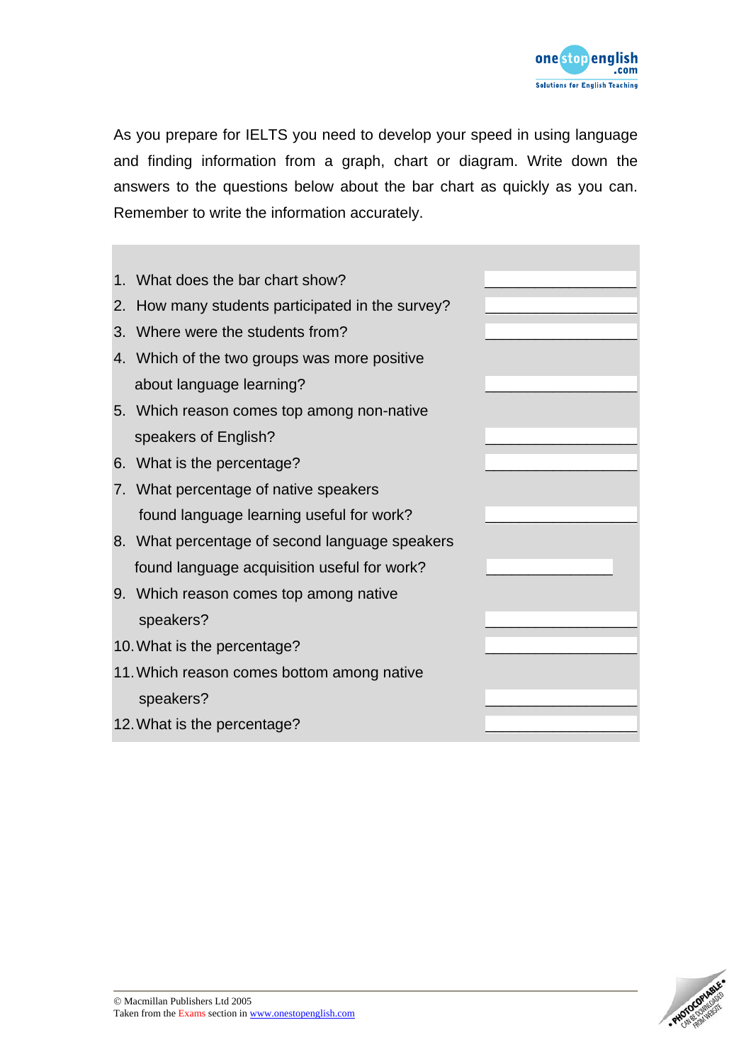As you prepare for IELTS you need to develop your speed in using language and finding information from a graph, chart or diagram. Write down the answers to the questions below about the bar chart as quickly as you can. Remember to write the information accurately.

1. What does the bar chart show? \_\_\_\_\_\_\_\_\_\_\_\_\_\_\_\_\_\_
2. How many students participated in the survey? \_\_\_\_\_\_\_\_\_\_\_\_\_\_\_\_\_\_
3. Where were the students from? \_\_\_\_\_\_\_\_\_\_\_\_\_\_\_\_\_\_
4. Which of the two groups was more positive about language learning? \_\_\_\_\_\_\_\_\_\_\_\_\_\_\_\_\_\_
5. Which reason comes top among non-native speakers of English? \_\_\_\_\_\_\_\_\_\_\_\_\_\_\_\_\_\_
6. What is the percentage? \_\_\_\_\_\_\_\_\_\_\_\_\_\_\_\_\_\_
7. What percentage of native speakers found language learning useful for work? \_\_\_\_\_\_\_\_\_\_\_\_\_\_\_\_\_\_
8. What percentage of second language speakers found language acquisition useful for work? \_\_\_\_\_\_\_\_\_\_\_\_\_\_\_\_
9. Which reason comes top among native speakers? \_\_\_\_\_\_\_\_\_\_\_\_\_\_\_\_\_\_
10. What is the percentage? \_\_\_\_\_\_\_\_\_\_\_\_\_\_\_\_\_\_
11. Which reason comes bottom among native speakers? \_\_\_\_\_\_\_\_\_\_\_\_\_\_\_\_\_\_
12. What is the percentage? \_\_\_\_\_\_\_\_\_\_\_\_\_\_\_\_\_\_

© Macmillan Publishers Ltd 2005
Taken from the Exams section in www.onestopenglish.com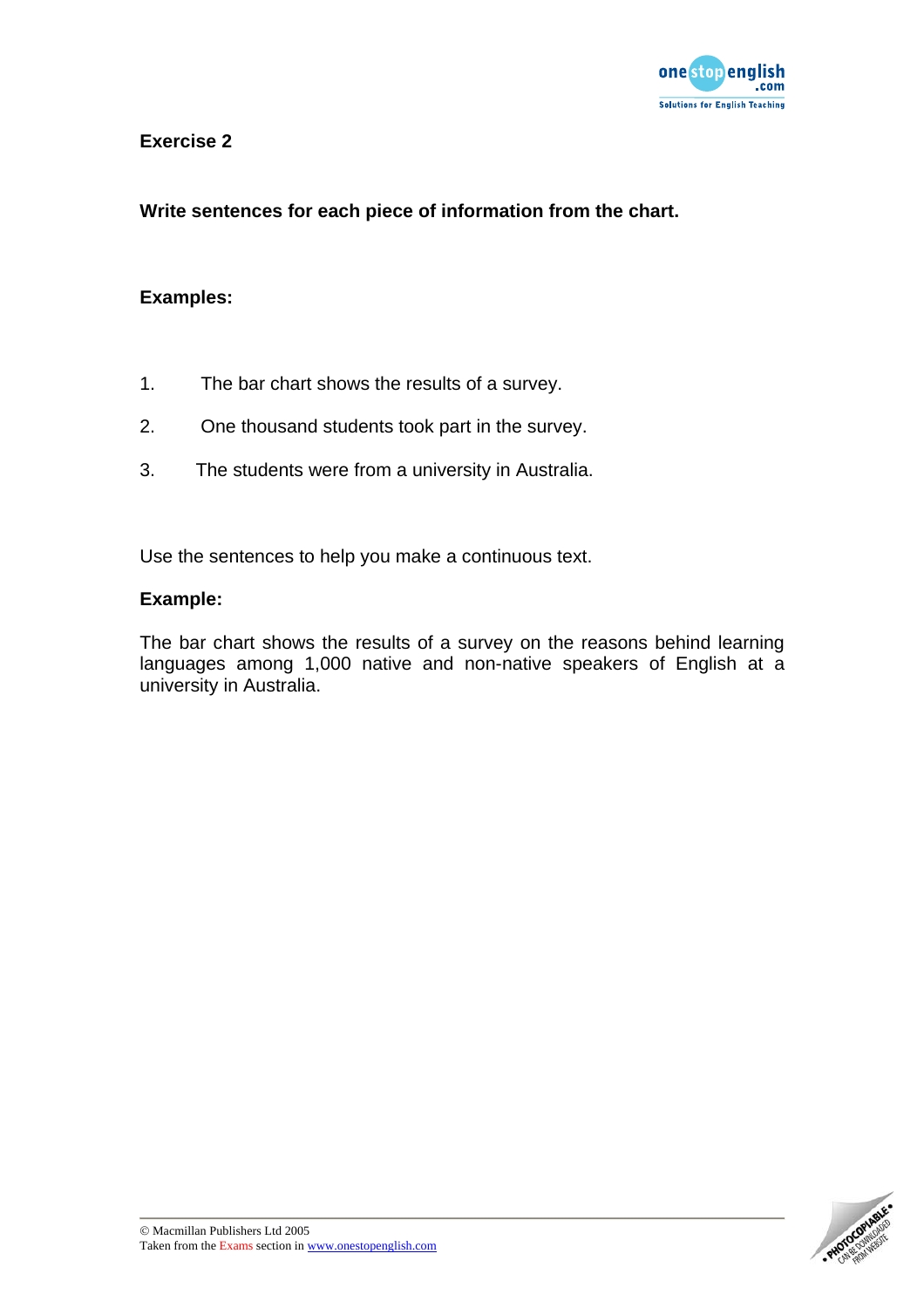**Exercise 2**

**Write sentences for each piece of information from the chart.**

**Examples:**

1. The bar chart shows the results of a survey.
2. One thousand students took part in the survey.
3. The students were from a university in Australia.

Use the sentences to help you make a continuous text.

**Example:**

The bar chart shows the results of a survey on the reasons behind learning languages among 1,000 native and non-native speakers of English at a university in Australia.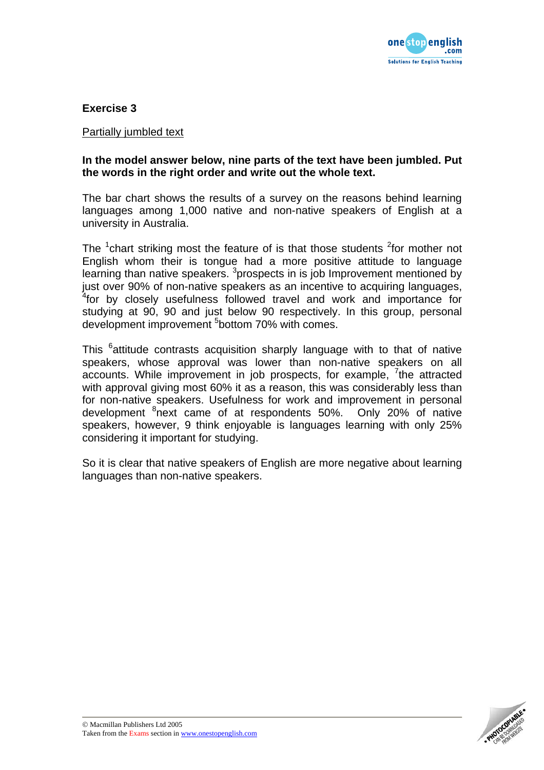## Exercise 3

Partially jumbled text

**In the model answer below, nine parts of the text have been jumbled. Put the words in the right order and write out the whole text.**

The bar chart shows the results of a survey on the reasons behind learning languages among 1,000 native and non-native speakers of English at a university in Australia.

The [1]chart striking most the feature of is that those students [2]for mother not English whom their is tongue had a more positive attitude to language learning than native speakers. [3]prospects in is job Improvement mentioned by just over 90% of non-native speakers as an incentive to acquiring languages, [4]for by closely usefulness followed travel and work and importance for studying at 90, 90 and just below 90 respectively. In this group, personal development improvement [5]bottom 70% with comes.

This [6]attitude contrasts acquisition sharply language with to that of native speakers, whose approval was lower than non-native speakers on all accounts. While improvement in job prospects, for example, [7]the attracted with approval giving most 60% it as a reason, this was considerably less than for non-native speakers. Usefulness for work and improvement in personal development [8]next came of at respondents 50%. Only 20% of native speakers, however, 9 think enjoyable is languages learning with only 25% considering it important for studying.

So it is clear that native speakers of English are more negative about learning languages than non-native speakers.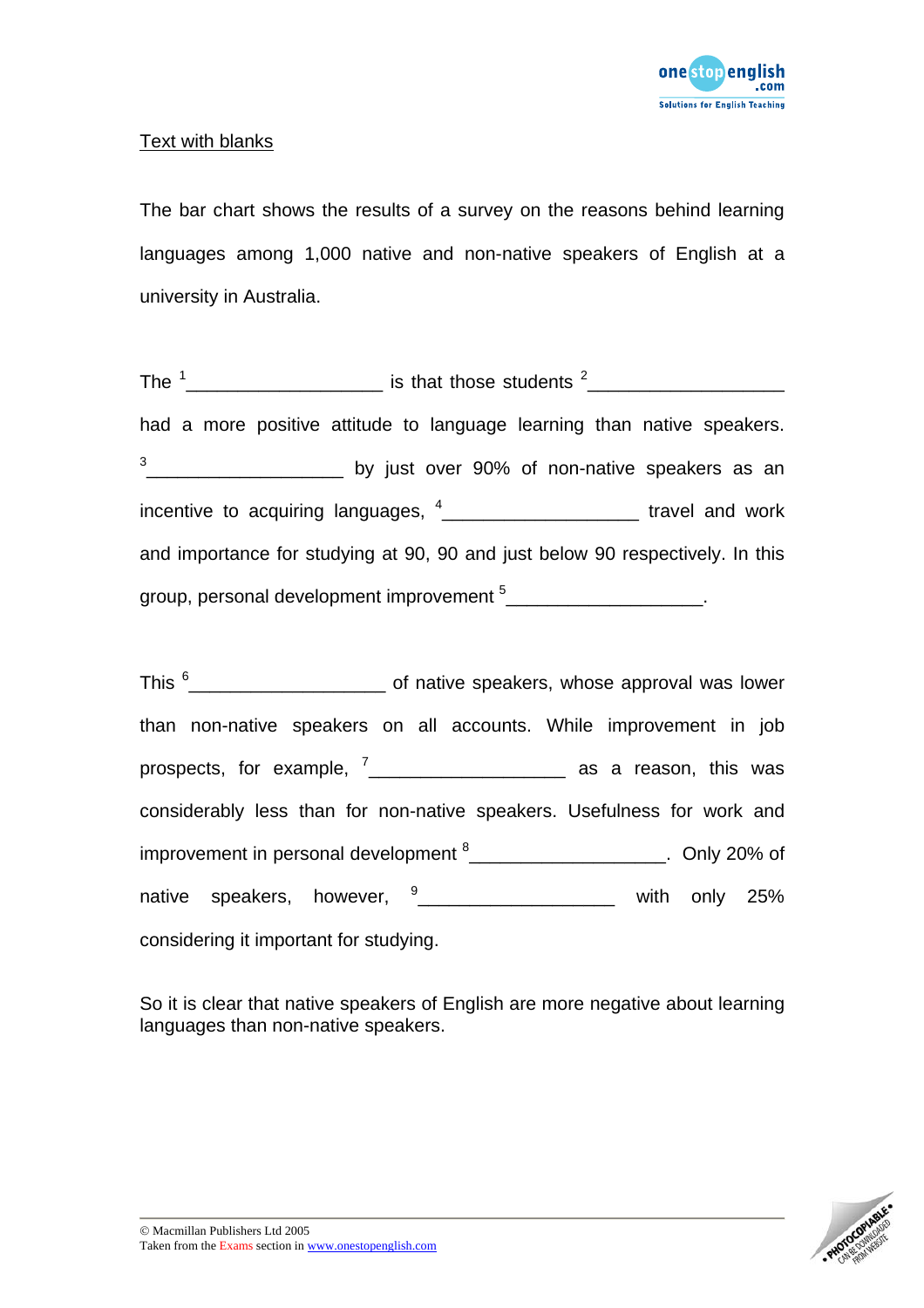Text with blanks

The bar chart shows the results of a survey on the reasons behind learning languages among 1,000 native and non-native speakers of English at a university in Australia.

The [1]___________________ is that those students [2]___________________ had a more positive attitude to language learning than native speakers. [3]___________________ by just over 90% of non-native speakers as an incentive to acquiring languages, [4]___________________ travel and work and importance for studying at 90, 90 and just below 90 respectively. In this group, personal development improvement [5]___________________.

This [6]___________________ of native speakers, whose approval was lower than non-native speakers on all accounts. While improvement in job prospects, for example, [7]___________________ as a reason, this was considerably less than for non-native speakers. Usefulness for work and improvement in personal development [8]___________________. Only 20% of native speakers, however, [9]___________________ with only 25% considering it important for studying.

So it is clear that native speakers of English are more negative about learning languages than non-native speakers.

© Macmillan Publishers Ltd 2005
Taken from the Exams section in www.onestopenglish.com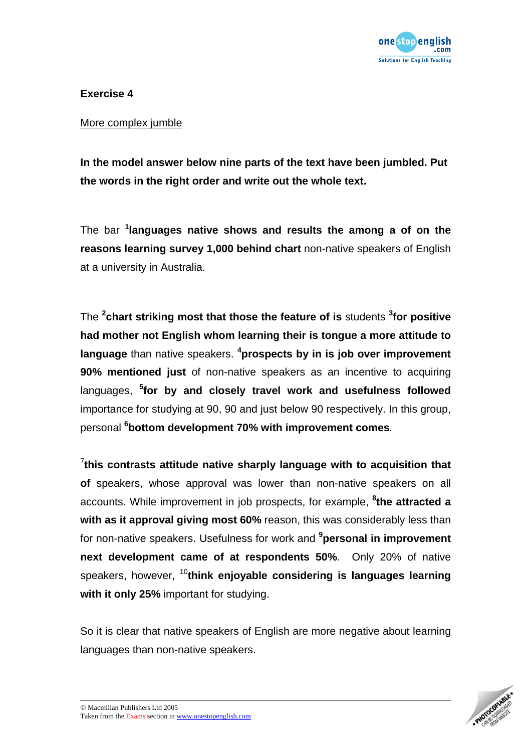**Exercise 4**

More complex jumble

**In the model answer below nine parts of the text have been jumbled. Put the words in the right order and write out the whole text.**

The bar [1]**languages native shows and results the among a of on the reasons learning survey 1,000 behind chart** non-native speakers of English at a university in Australia.

The [2]**chart striking most that those the feature of is** students [3]**for positive had mother not English whom learning their is tongue a more attitude to language** than native speakers. [4]**prospects by in is job over improvement 90% mentioned just** of non-native speakers as an incentive to acquiring languages, [5]**for by and closely travel work and usefulness followed** importance for studying at 90, 90 and just below 90 respectively. In this group, personal [6]**bottom development 70% with improvement comes**.

[7]**this contrasts attitude native sharply language with to acquisition that of** speakers, whose approval was lower than non-native speakers on all accounts. While improvement in job prospects, for example, [8]**the attracted a with as it approval giving most 60%** reason, this was considerably less than for non-native speakers. Usefulness for work and [9]**personal in improvement next development came of at respondents 50%**. Only 20% of native speakers, however, [10]**think enjoyable considering is languages learning with it only 25%** important for studying.

So it is clear that native speakers of English are more negative about learning languages than non-native speakers.

© Macmillan Publishers Ltd 2005
Taken from the Exams section in www.onestopenglish.com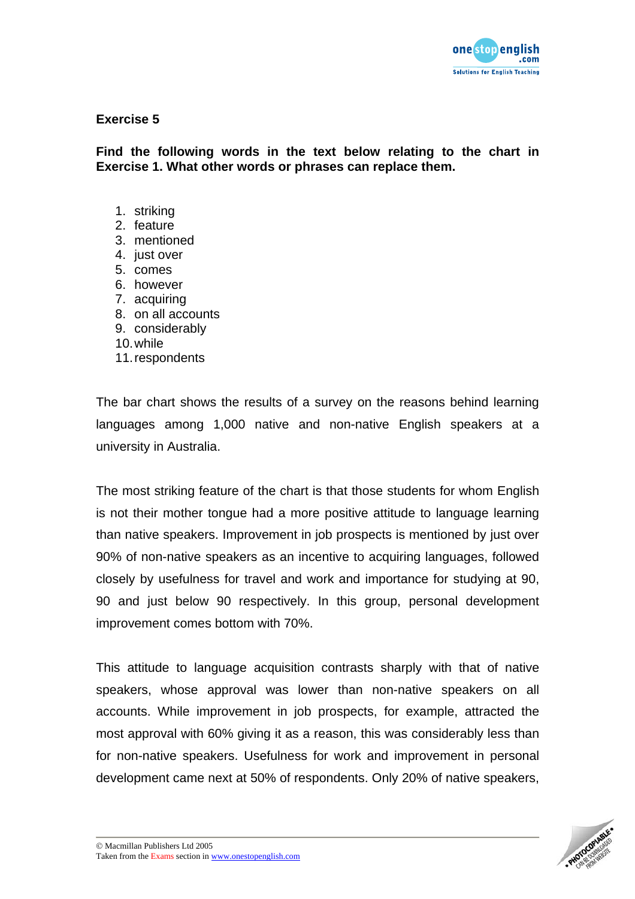## Exercise 5

**Find the following words in the text below relating to the chart in Exercise 1. What other words or phrases can replace them.**

1. striking
2. feature
3. mentioned
4. just over
5. comes
6. however
7. acquiring
8. on all accounts
9. considerably
10. while
11. respondents

The bar chart shows the results of a survey on the reasons behind learning languages among 1,000 native and non-native English speakers at a university in Australia.

The most striking feature of the chart is that those students for whom English is not their mother tongue had a more positive attitude to language learning than native speakers. Improvement in job prospects is mentioned by just over 90% of non-native speakers as an incentive to acquiring languages, followed closely by usefulness for travel and work and importance for studying at 90, 90 and just below 90 respectively. In this group, personal development improvement comes bottom with 70%.

This attitude to language acquisition contrasts sharply with that of native speakers, whose approval was lower than non-native speakers on all accounts. While improvement in job prospects, for example, attracted the most approval with 60% giving it as a reason, this was considerably less than for non-native speakers. Usefulness for work and improvement in personal development came next at 50% of respondents. Only 20% of native speakers,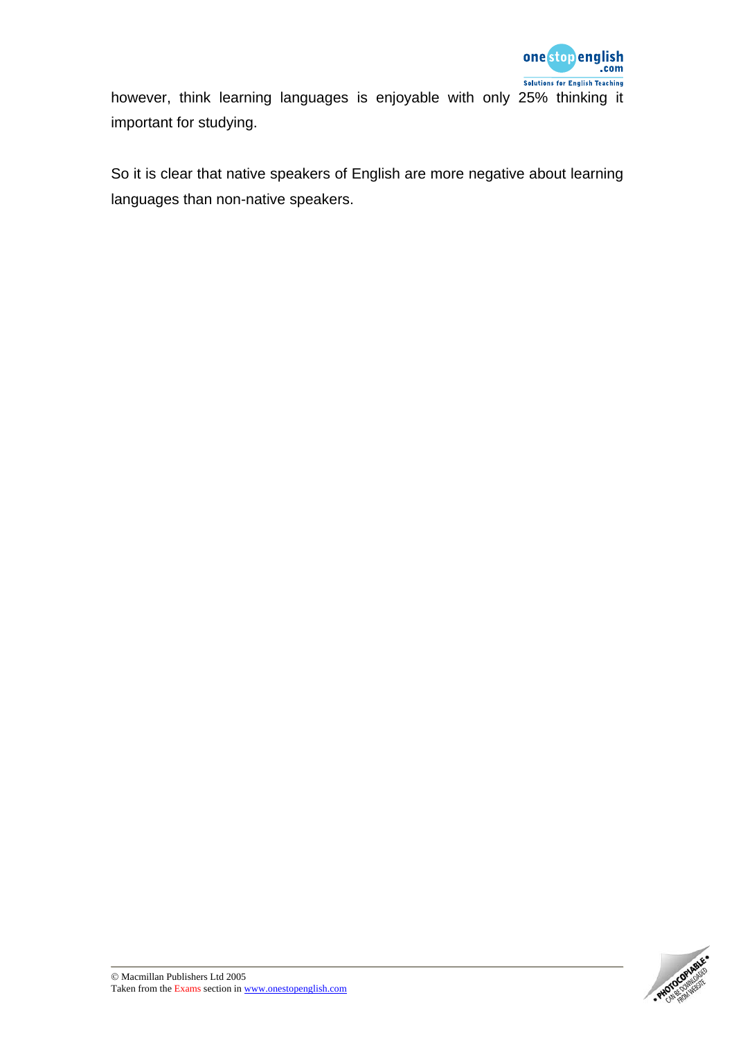however, think learning languages is enjoyable with only 25% thinking it important for studying.

So it is clear that native speakers of English are more negative about learning languages than non-native speakers.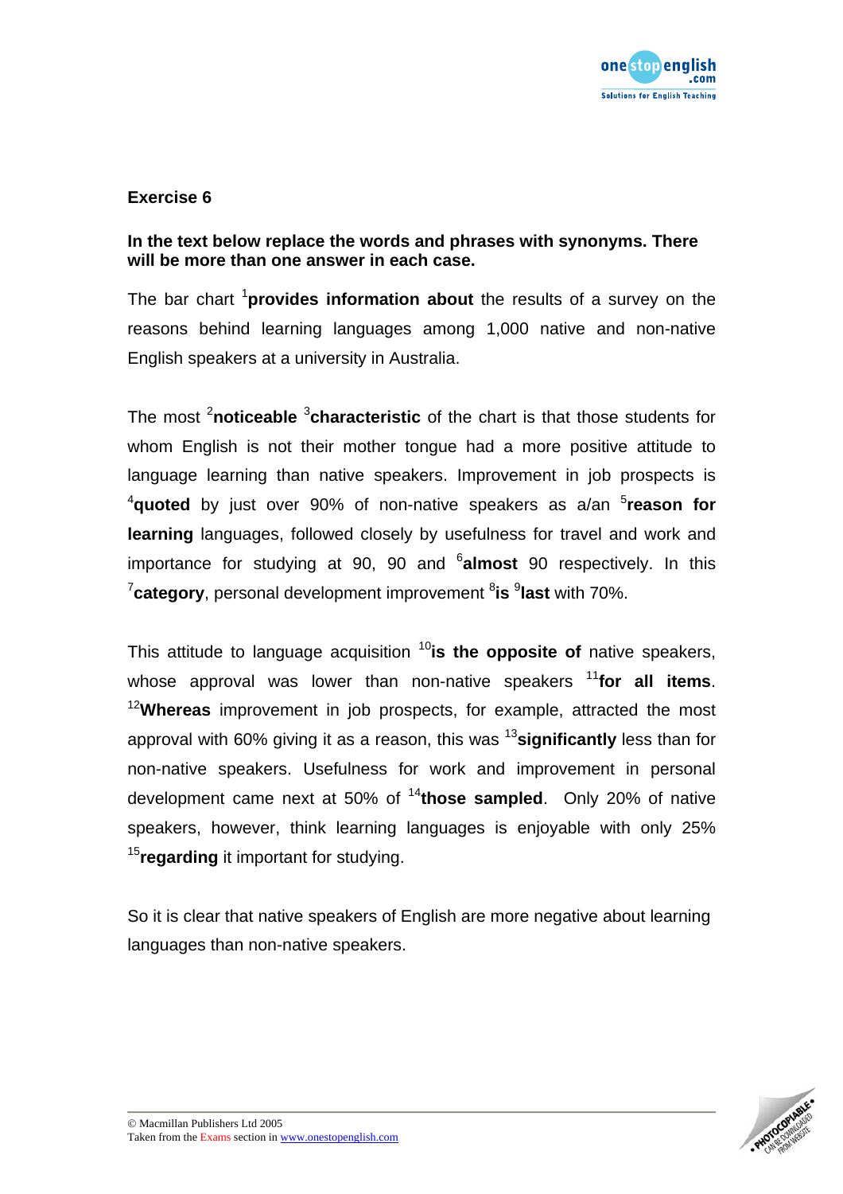**Exercise 6**

**In the text below replace the words and phrases with synonyms. There will be more than one answer in each case.**

The bar chart [1]**provides information about** the results of a survey on the reasons behind learning languages among 1,000 native and non-native English speakers at a university in Australia.

The most [2]**noticeable** [3]**characteristic** of the chart is that those students for whom English is not their mother tongue had a more positive attitude to language learning than native speakers. Improvement in job prospects is [4]**quoted** by just over 90% of non-native speakers as a/an [5]**reason for learning** languages, followed closely by usefulness for travel and work and importance for studying at 90, 90 and [6]**almost** 90 respectively. In this [7]**category**, personal development improvement [8]**is** [9]**last** with 70%.

This attitude to language acquisition [10]**is the opposite of** native speakers, whose approval was lower than non-native speakers [11]**for all items**. [12]**Whereas** improvement in job prospects, for example, attracted the most approval with 60% giving it as a reason, this was [13]**significantly** less than for non-native speakers. Usefulness for work and improvement in personal development came next at 50% of [14]**those sampled**. Only 20% of native speakers, however, think learning languages is enjoyable with only 25% [15]**regarding** it important for studying.

So it is clear that native speakers of English are more negative about learning languages than non-native speakers.

© Macmillan Publishers Ltd 2005
Taken from the Exams section in www.onestopenglish.com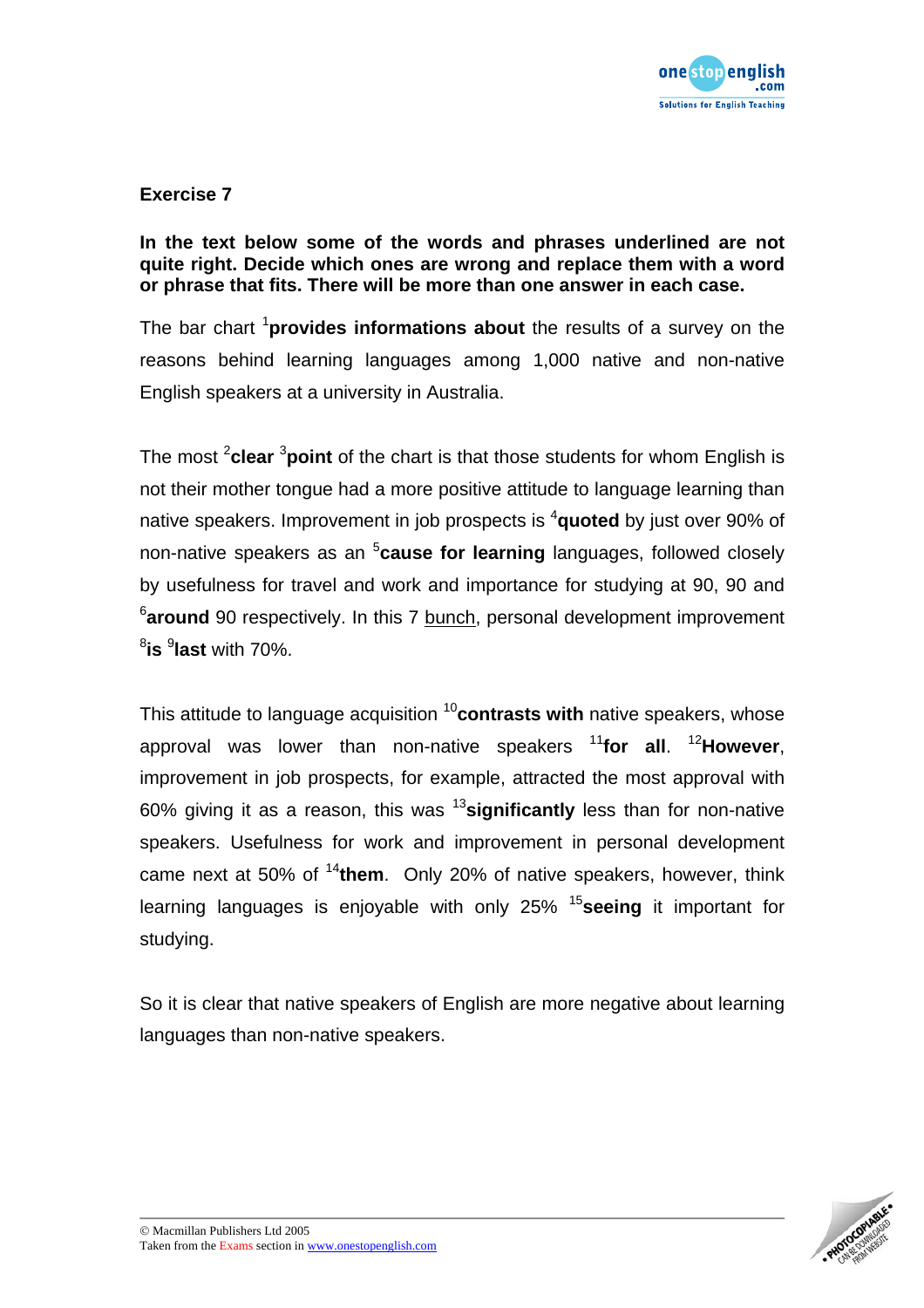## Exercise 7

**In the text below some of the words and phrases underlined are not quite right. Decide which ones are wrong and replace them with a word or phrase that fits. There will be more than one answer in each case.**

The bar chart [1]**provides informations about** the results of a survey on the reasons behind learning languages among 1,000 native and non-native English speakers at a university in Australia.

The most [2]**clear** [3]**point** of the chart is that those students for whom English is not their mother tongue had a more positive attitude to language learning than native speakers. Improvement in job prospects is [4]**quoted** by just over 90% of non-native speakers as an [5]**cause for learning** languages, followed closely by usefulness for travel and work and importance for studying at 90, 90 and [6]**around** 90 respectively. In this 7 <u>bunch</u>, personal development improvement [8]**is** [9]**last** with 70%.

This attitude to language acquisition [10]**contrasts with** native speakers, whose approval was lower than non-native speakers [11]**for all**. [12]**However**, improvement in job prospects, for example, attracted the most approval with 60% giving it as a reason, this was [13]**significantly** less than for non-native speakers. Usefulness for work and improvement in personal development came next at 50% of [14]**them**. Only 20% of native speakers, however, think learning languages is enjoyable with only 25% [15]**seeing** it important for studying.

So it is clear that native speakers of English are more negative about learning languages than non-native speakers.

© Macmillan Publishers Ltd 2005
Taken from the Exams section in www.onestopenglish.com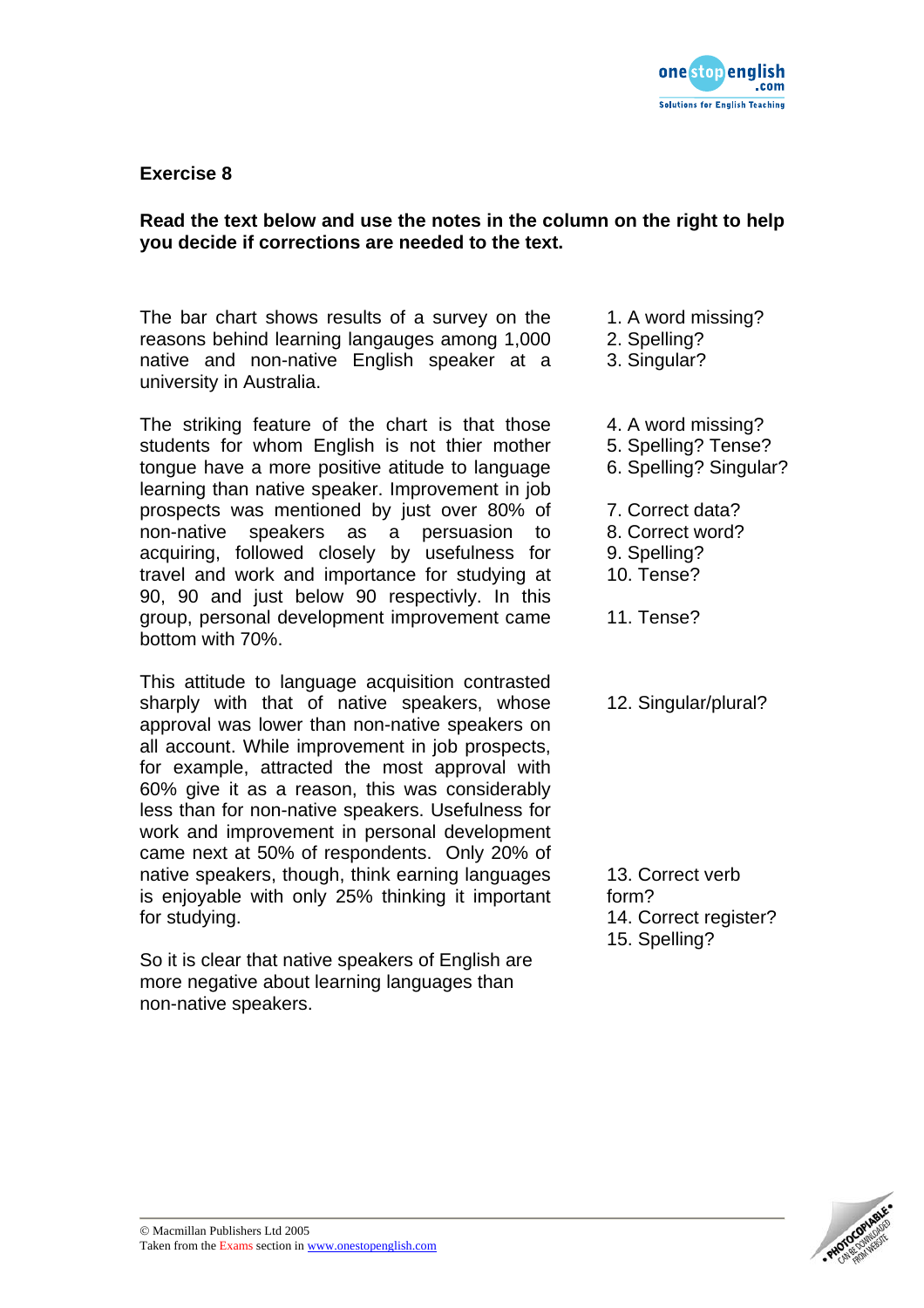## Exercise 8

**Read the text below and use the notes in the column on the right to help you decide if corrections are needed to the text.**

| Text | Notes |
|---|---|
| The bar chart shows results of a survey on the reasons behind learning langauges among 1,000 native and non-native English speaker at a university in Australia. | 1. A word missing?<br>2. Spelling?<br>3. Singular? |
| The striking feature of the chart is that those students for whom English is not thier mother tongue have a more positive atitude to language learning than native speaker. Improvement in job prospects was mentioned by just over 80% of non-native speakers as a persuasion to acquiring, followed closely by usefulness for travel and work and importance for studying at 90, 90 and just below 90 respectivly. In this group, personal development improvement came bottom with 70%. | 4. A word missing?<br>5. Spelling? Tense?<br>6. Spelling? Singular?<br>7. Correct data?<br>8. Correct word?<br>9. Spelling?<br>10. Tense?<br>11. Tense? |
| This attitude to language acquisition contrasted sharply with that of native speakers, whose approval was lower than non-native speakers on all account. While improvement in job prospects, for example, attracted the most approval with 60% give it as a reason, this was considerably less than for non-native speakers. Usefulness for work and improvement in personal development came next at 50% of respondents. Only 20% of native speakers, though, think earning languages is enjoyable with only 25% thinking it important for studying. | 12. Singular/plural?<br>13. Correct verb form?<br>14. Correct register?<br>15. Spelling? |
| So it is clear that native speakers of English are more negative about learning languages than non-native speakers. | |

© Macmillan Publishers Ltd 2005
Taken from the Exams section in www.onestopenglish.com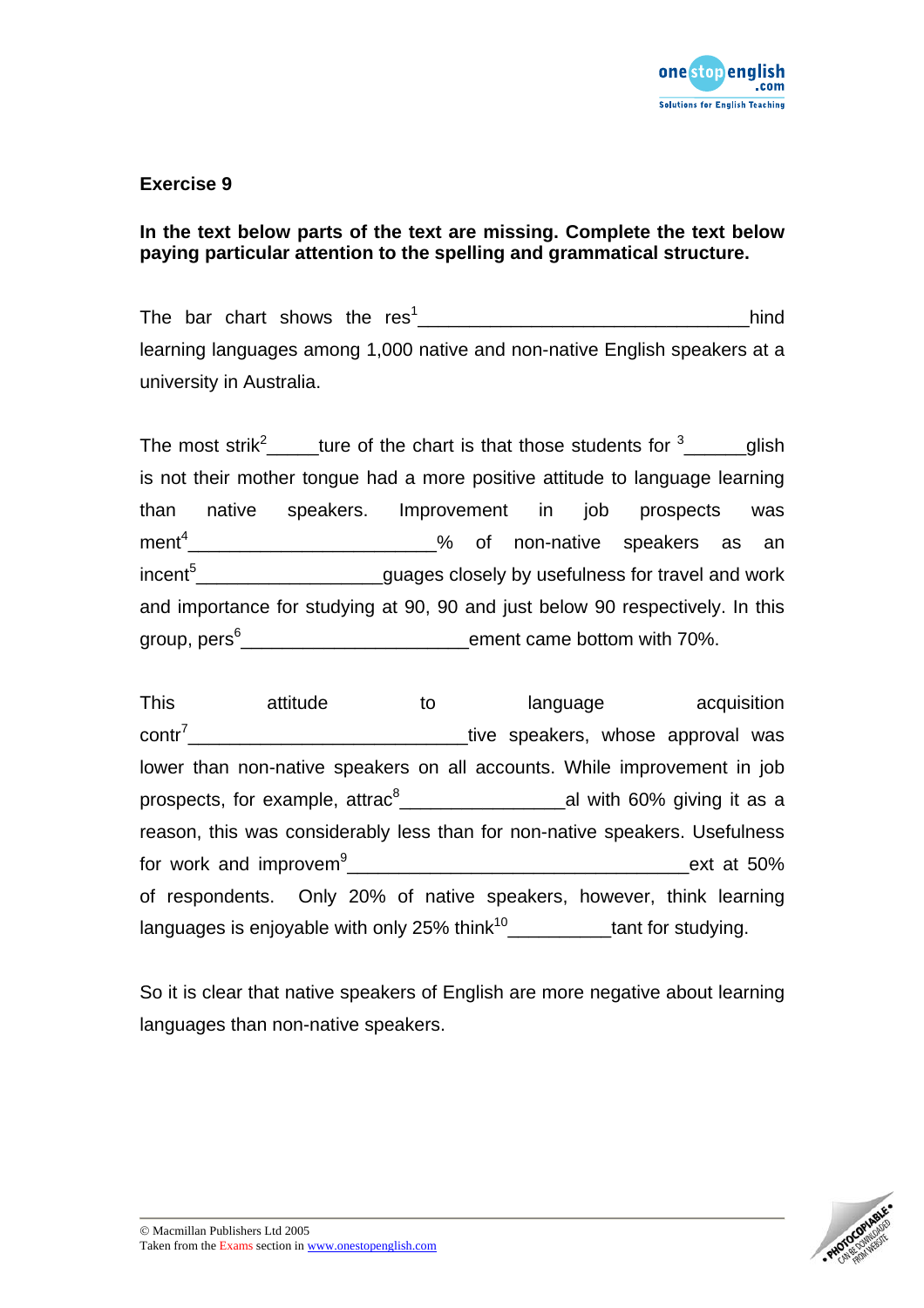## Exercise 9

**In the text below parts of the text are missing. Complete the text below paying particular attention to the spelling and grammatical structure.**

The bar chart shows the res[1]________________________________hind learning languages among 1,000 native and non-native English speakers at a university in Australia.

The most strik[2]_____ture of the chart is that those students for [3]______glish is not their mother tongue had a more positive attitude to language learning than native speakers. Improvement in job prospects was ment[4]________________________% of non-native speakers as an incent[5]__________________guages closely by usefulness for travel and work and importance for studying at 90, 90 and just below 90 respectively. In this group, pers[6]______________________ement came bottom with 70%.

This attitude to language acquisition contr[7]___________________________tive speakers, whose approval was lower than non-native speakers on all accounts. While improvement in job prospects, for example, attrac[8]________________al with 60% giving it as a reason, this was considerably less than for non-native speakers. Usefulness for work and improvem[9]_________________________________ext at 50% of respondents. Only 20% of native speakers, however, think learning languages is enjoyable with only 25% think[10]__________tant for studying.

So it is clear that native speakers of English are more negative about learning languages than non-native speakers.

© Macmillan Publishers Ltd 2005
Taken from the Exams section in www.onestopenglish.com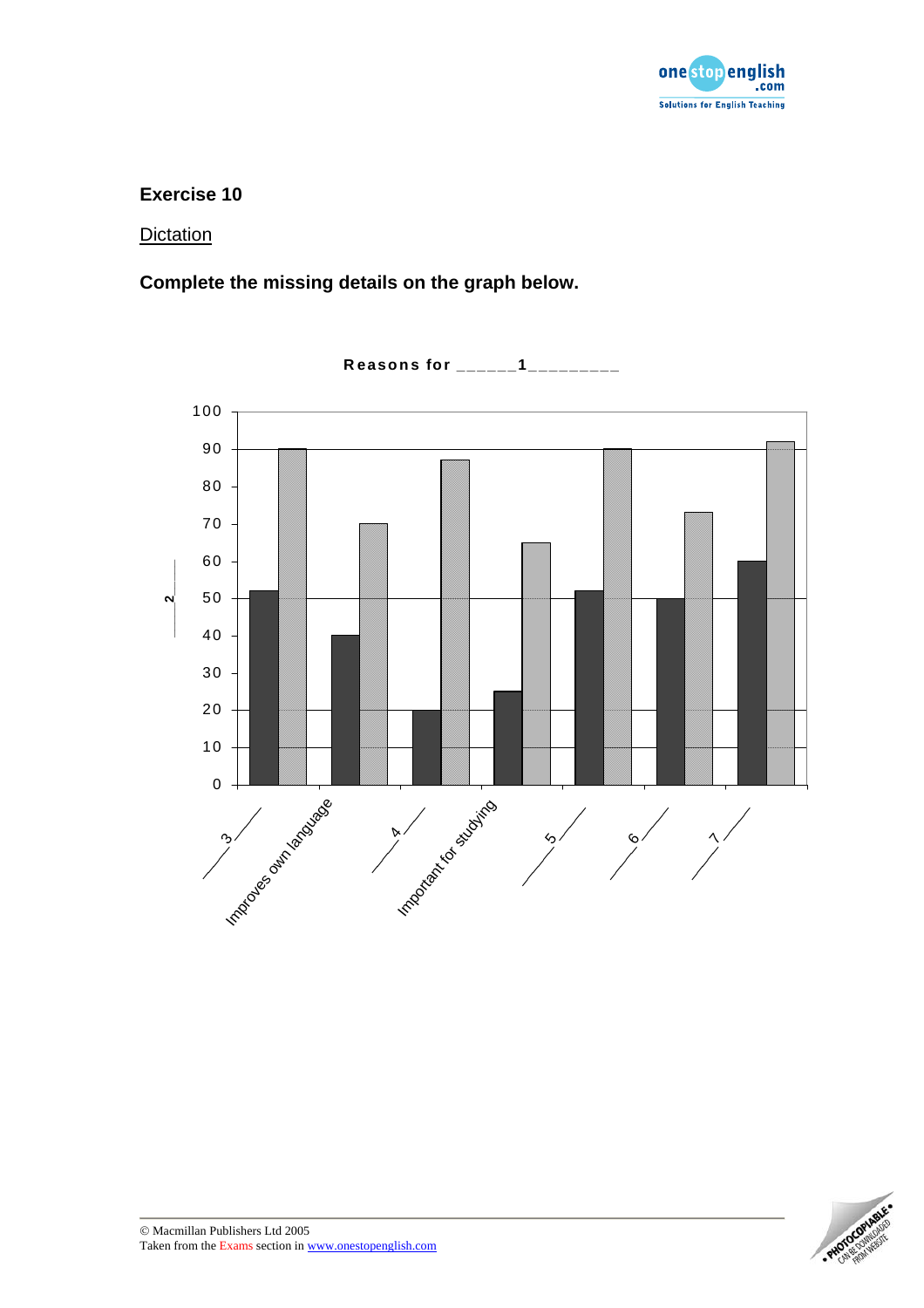## Exercise 10

Dictation

**Complete the missing details on the graph below.**

**Reasons for ______1_________**

| | Dark bar | Light bar |
|---|---|---|
| 3 | 52 | 90 |
| Improves own language | 40 | 70 |
| 4 | 20 | 87 |
| Important for studying | 25 | 65 |
| 5 | 52 | 90 |
| 6 | 50 | 73 |
| 7 | 60 | 92 |

Y-axis: ____2____ (0–100)

© Macmillan Publishers Ltd 2005
Taken from the Exams section in www.onestopenglish.com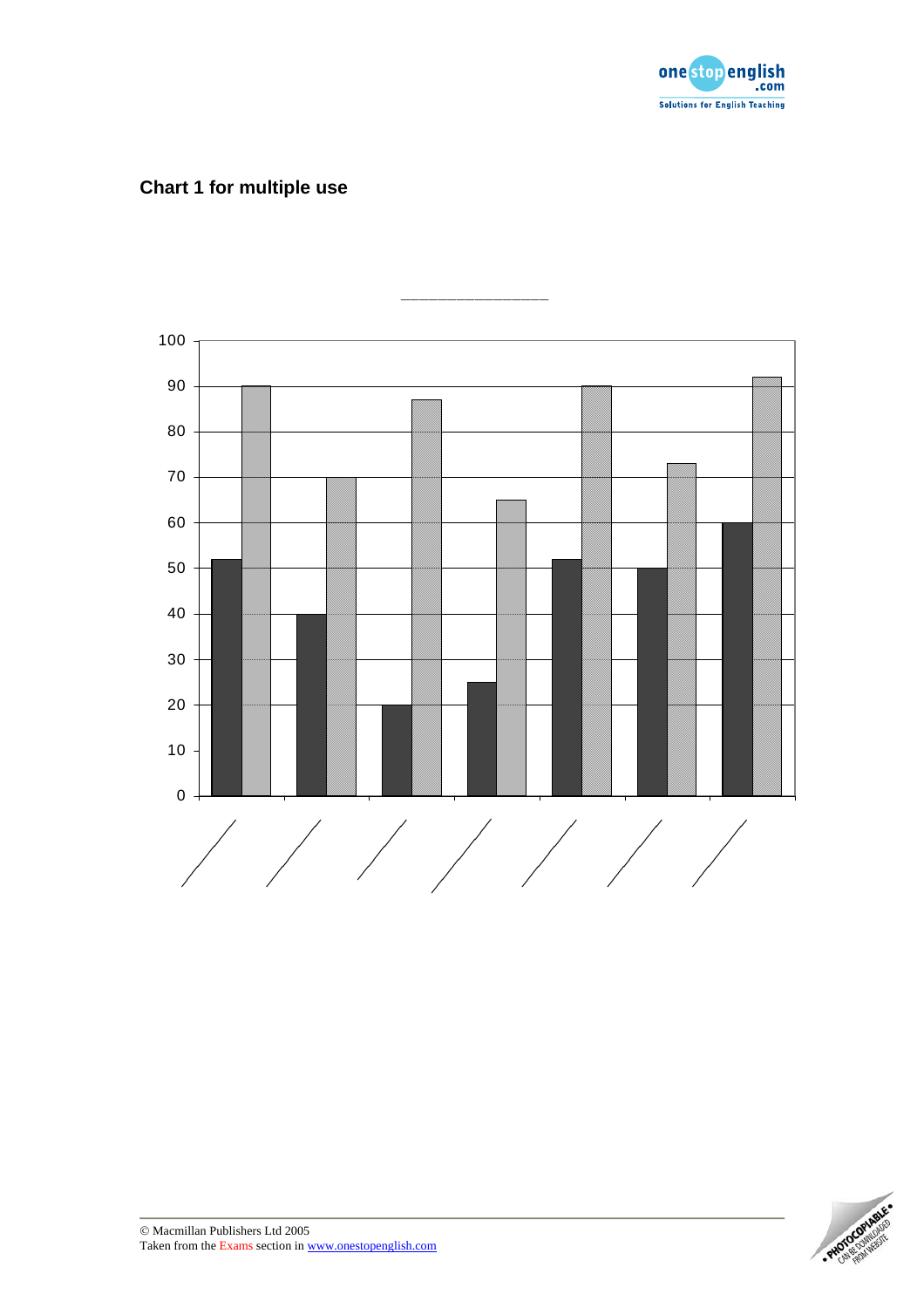## Chart 1 for multiple use

\_\_\_\_\_\_\_\_\_\_\_\_\_\_\_\_\_\_\_\_\_\_\_\_

| | Series 1 | Series 2 |
|---|---|---|
| 1 | 52 | 90 |
| 2 | 40 | 70 |
| 3 | 20 | 87 |
| 4 | 25 | 65 |
| 5 | 52 | 90 |
| 6 | 50 | 73 |
| 7 | 60 | 92 |

© Macmillan Publishers Ltd 2005
Taken from the Exams section in www.onestopenglish.com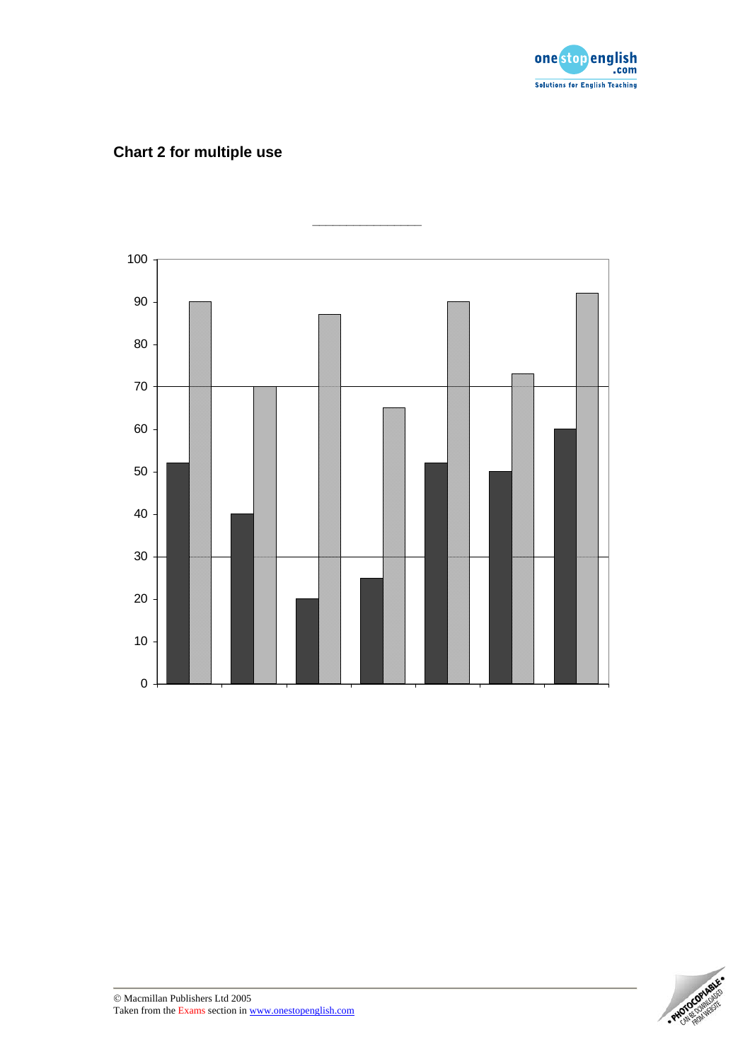## Chart 2 for multiple use

\_\_\_\_\_\_\_\_\_\_\_\_\_\_\_\_\_\_\_\_

| | Series 1 | Series 2 |
|---|---|---|
| 1 | 52 | 90 |
| 2 | 40 | 70 |
| 3 | 20 | 87 |
| 4 | 25 | 65 |
| 5 | 52 | 90 |
| 6 | 50 | 73 |
| 7 | 60 | 92 |

© Macmillan Publishers Ltd 2005
Taken from the Exams section in www.onestopenglish.com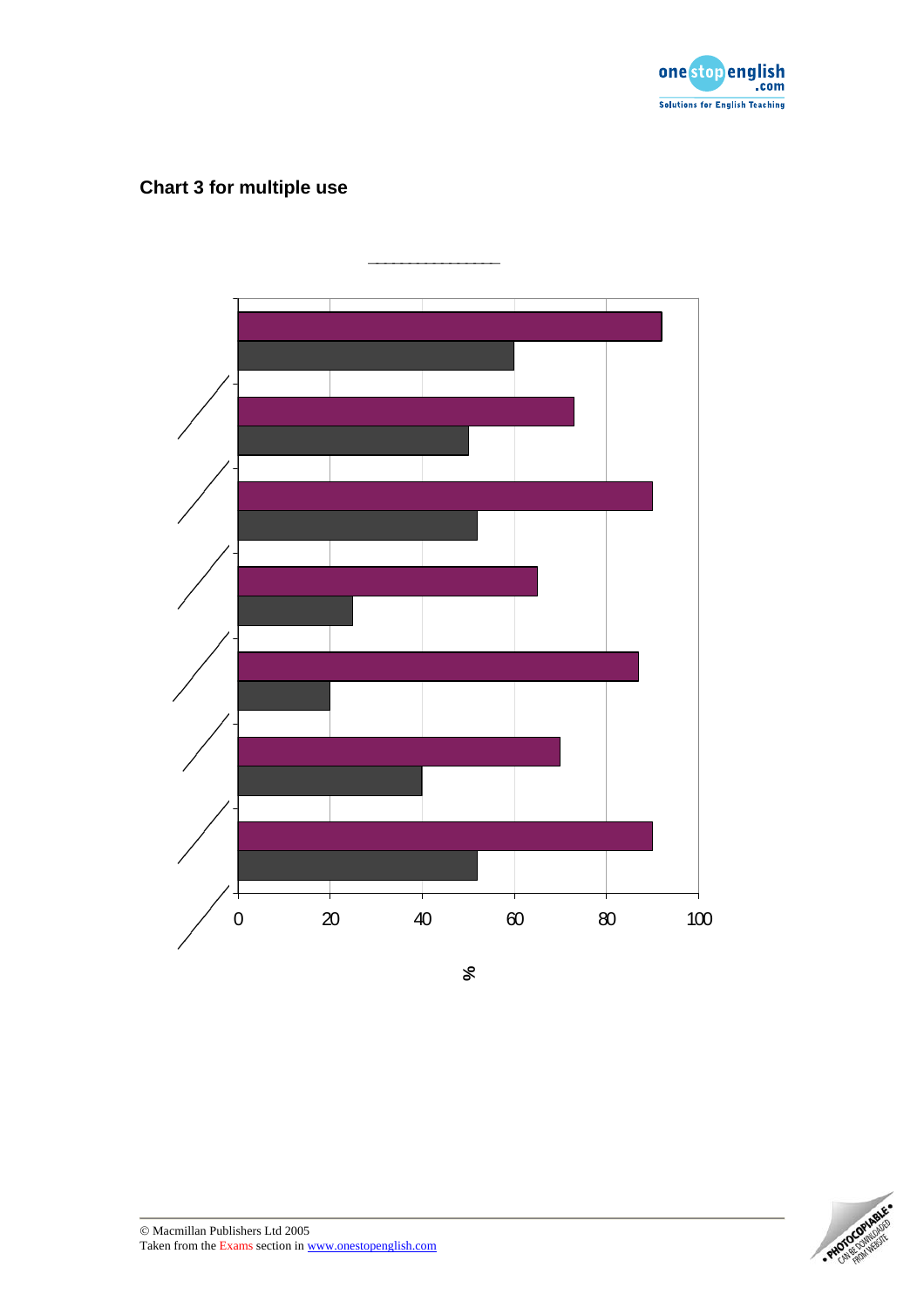## Chart 3 for multiple use

\_\_\_\_\_\_\_\_\_\_\_\_\_\_\_\_\_\_

0 20 40 60 80 100

%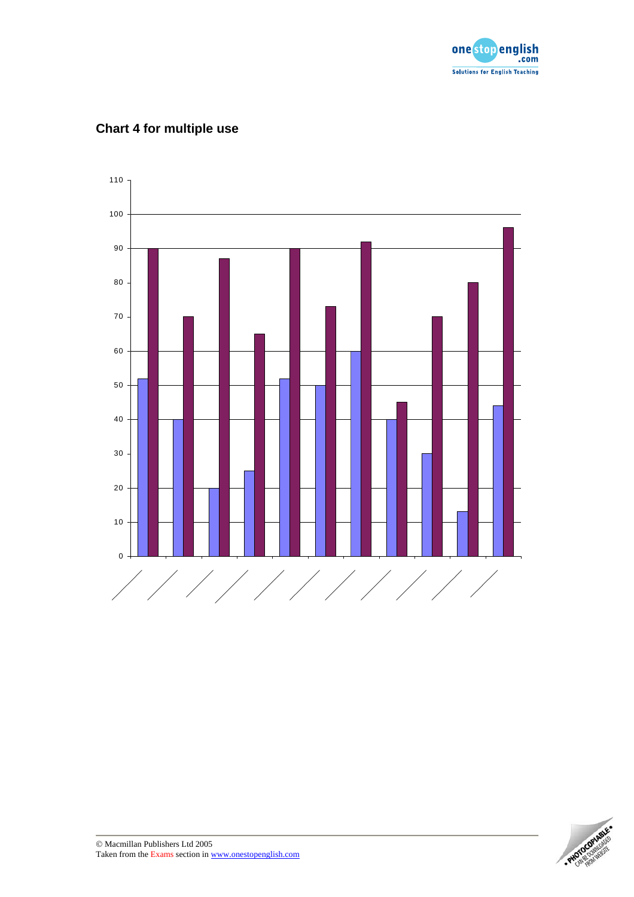## Chart 4 for multiple use

110
100
90
80
70
60
50
40
30
20
10
0

© Macmillan Publishers Ltd 2005
Taken from the Exams section in www.onestopenglish.com